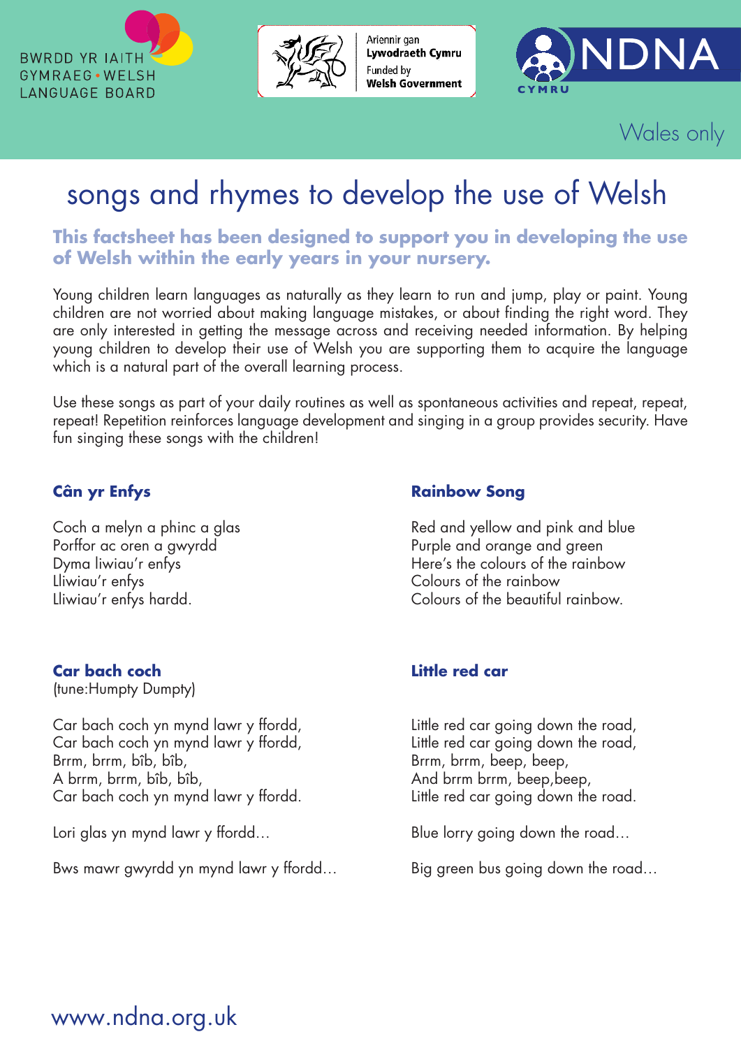BWRDD YR IAITH GYMRAEG • WELSH LANGUAGE BOARD

Ariennir gan Lywodraeth Cymru
Funded by Welsh Government

NDNA CYMRU

Wales only

# songs and rhymes to develop the use of Welsh

**This factsheet has been designed to support you in developing the use of Welsh within the early years in your nursery.**

Young children learn languages as naturally as they learn to run and jump, play or paint. Young children are not worried about making language mistakes, or about finding the right word. They are only interested in getting the message across and receiving needed information. By helping young children to develop their use of Welsh you are supporting them to acquire the language which is a natural part of the overall learning process.

Use these songs as part of your daily routines as well as spontaneous activities and repeat, repeat, repeat! Repetition reinforces language development and singing in a group provides security. Have fun singing these songs with the children!

### Cân yr Enfys

Coch a melyn a phinc a glas
Porffor ac oren a gwyrdd
Dyma liwiau'r enfys
Lliwiau'r enfys
Lliwiau'r enfys hardd.

### Rainbow Song

Red and yellow and pink and blue
Purple and orange and green
Here's the colours of the rainbow
Colours of the rainbow
Colours of the beautiful rainbow.

### Car bach coch

(tune:Humpty Dumpty)

Car bach coch yn mynd lawr y ffordd,
Car bach coch yn mynd lawr y ffordd,
Brrm, brrm, bîb, bîb,
A brrm, brrm, bîb, bîb,
Car bach coch yn mynd lawr y ffordd.

Lori glas yn mynd lawr y ffordd…

Bws mawr gwyrdd yn mynd lawr y ffordd…

### Little red car

Little red car going down the road,
Little red car going down the road,
Brrm, brrm, beep, beep,
And brrm brrm, beep,beep,
Little red car going down the road.

Blue lorry going down the road…

Big green bus going down the road…

www.ndna.org.uk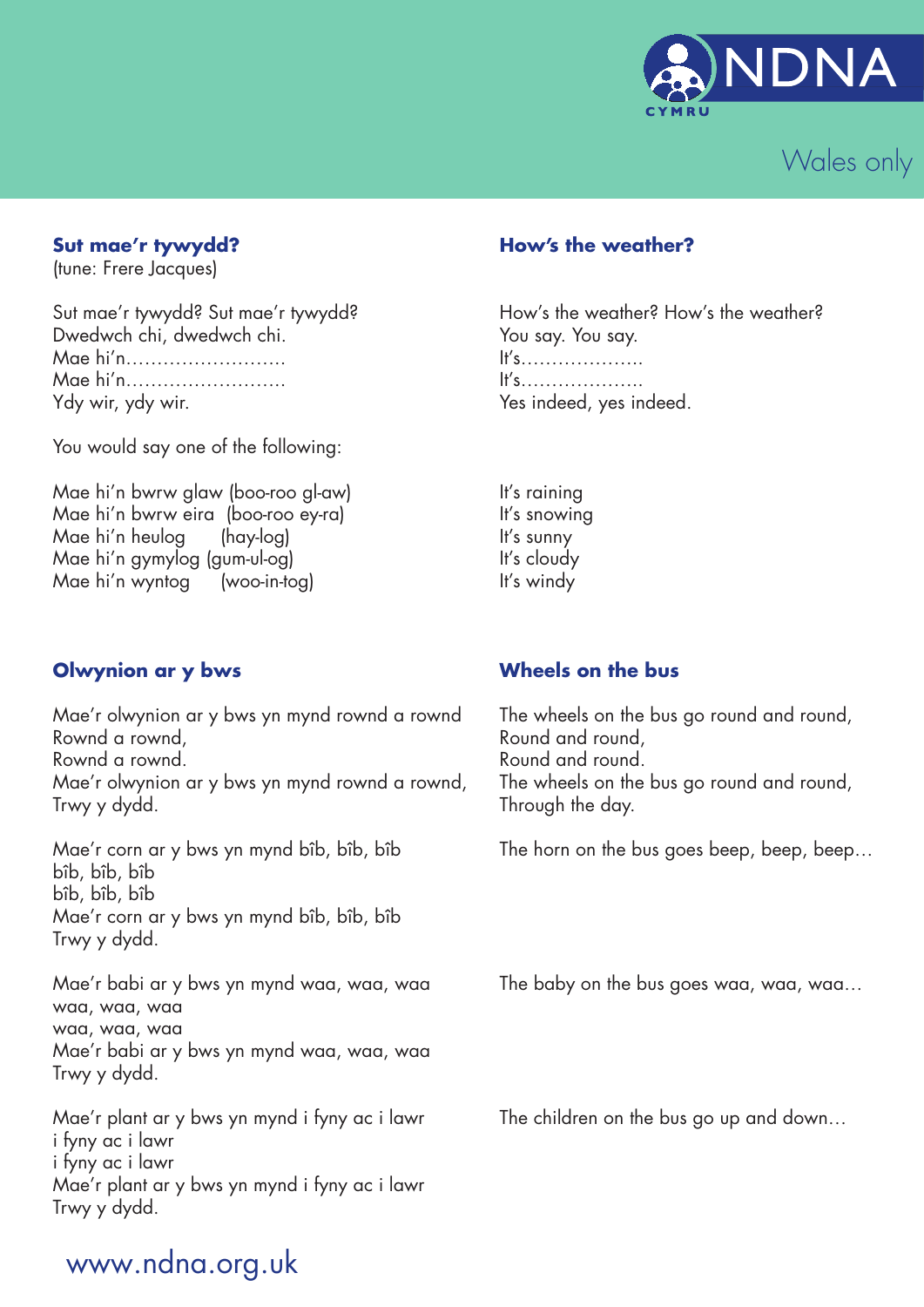Wales only

**Sut mae'r tywydd?**
(tune: Frere Jacques)

Sut mae'r tywydd? Sut mae'r tywydd?
Dwedwch chi, dwedwch chi.
Mae hi'n……………………..
Mae hi'n……………………..
Ydy wir, ydy wir.

You would say one of the following:

Mae hi'n bwrw glaw (boo-roo gl-aw)
Mae hi'n bwrw eira (boo-roo ey-ra)
Mae hi'n heulog (hay-log)
Mae hi'n gymylog (gum-ul-og)
Mae hi'n wyntog (woo-in-tog)

**How's the weather?**

How's the weather? How's the weather?
You say. You say.
It's……………….
It's……………….
Yes indeed, yes indeed.

It's raining
It's snowing
It's sunny
It's cloudy
It's windy

**Olwynion ar y bws**

Mae'r olwynion ar y bws yn mynd rownd a rownd
Rownd a rownd,
Rownd a rownd.
Mae'r olwynion ar y bws yn mynd rownd a rownd,
Trwy y dydd.

Mae'r corn ar y bws yn mynd bîb, bîb, bîb
bîb, bîb, bîb
bîb, bîb, bîb
Mae'r corn ar y bws yn mynd bîb, bîb, bîb
Trwy y dydd.

Mae'r babi ar y bws yn mynd waa, waa, waa
waa, waa, waa
waa, waa, waa
Mae'r babi ar y bws yn mynd waa, waa, waa
Trwy y dydd.

Mae'r plant ar y bws yn mynd i fyny ac i lawr
i fyny ac i lawr
i fyny ac i lawr
Mae'r plant ar y bws yn mynd i fyny ac i lawr
Trwy y dydd.

**Wheels on the bus**

The wheels on the bus go round and round,
Round and round,
Round and round.
The wheels on the bus go round and round,
Through the day.

The horn on the bus goes beep, beep, beep…

The baby on the bus goes waa, waa, waa…

The children on the bus go up and down…

www.ndna.org.uk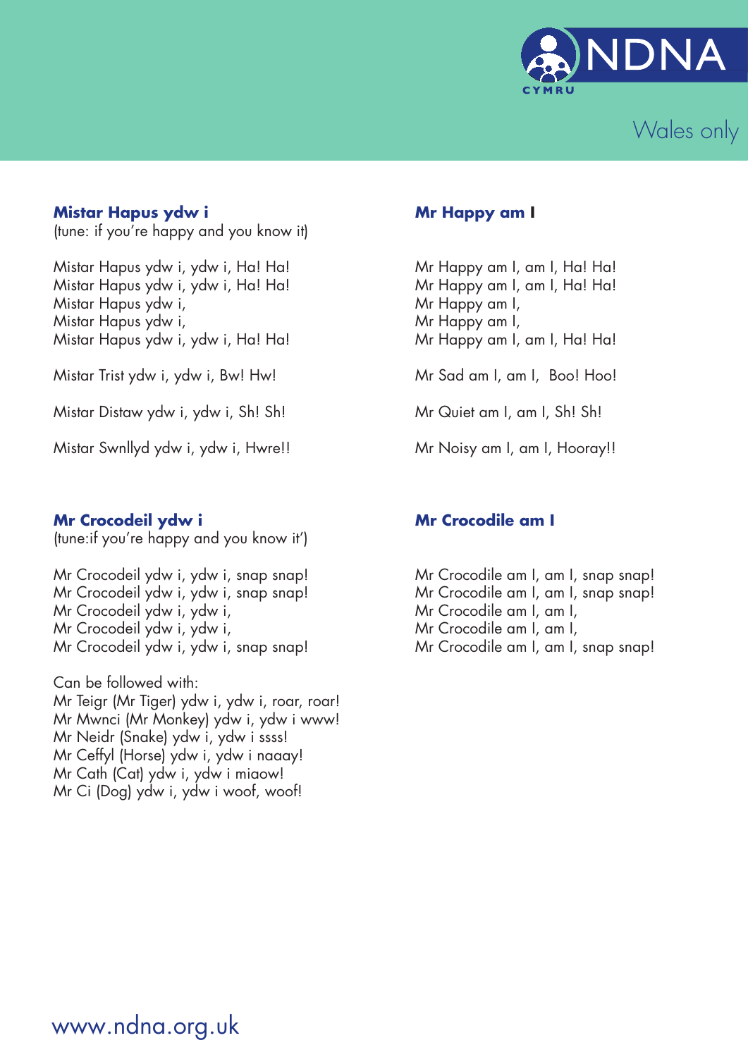## Mistar Hapus ydw i

(tune: if you're happy and you know it)

Mistar Hapus ydw i, ydw i, Ha! Ha!
Mistar Hapus ydw i, ydw i, Ha! Ha!
Mistar Hapus ydw i,
Mistar Hapus ydw i,
Mistar Hapus ydw i, ydw i, Ha! Ha!

Mistar Trist ydw i, ydw i, Bw! Hw!

Mistar Distaw ydw i, ydw i, Sh! Sh!

Mistar Swnllyd ydw i, ydw i, Hwre!!

## Mr Happy am I

Mr Happy am I, am I, Ha! Ha!
Mr Happy am I, am I, Ha! Ha!
Mr Happy am I,
Mr Happy am I,
Mr Happy am I, am I, Ha! Ha!

Mr Sad am I, am I, Boo! Hoo!

Mr Quiet am I, am I, Sh! Sh!

Mr Noisy am I, am I, Hooray!!

## Mr Crocodeil ydw i

(tune:if you're happy and you know it')

Mr Crocodeil ydw i, ydw i, snap snap!
Mr Crocodeil ydw i, ydw i, snap snap!
Mr Crocodeil ydw i, ydw i,
Mr Crocodeil ydw i, ydw i,
Mr Crocodeil ydw i, ydw i, snap snap!

Can be followed with:
Mr Teigr (Mr Tiger) ydw i, ydw i, roar, roar!
Mr Mwnci (Mr Monkey) ydw i, ydw i www!
Mr Neidr (Snake) ydw i, ydw i ssss!
Mr Ceffyl (Horse) ydw i, ydw i naaay!
Mr Cath (Cat) ydw i, ydw i miaow!
Mr Ci (Dog) ydw i, ydw i woof, woof!

## Mr Crocodile am I

Mr Crocodile am I, am I, snap snap!
Mr Crocodile am I, am I, snap snap!
Mr Crocodile am I, am I,
Mr Crocodile am I, am I,
Mr Crocodile am I, am I, snap snap!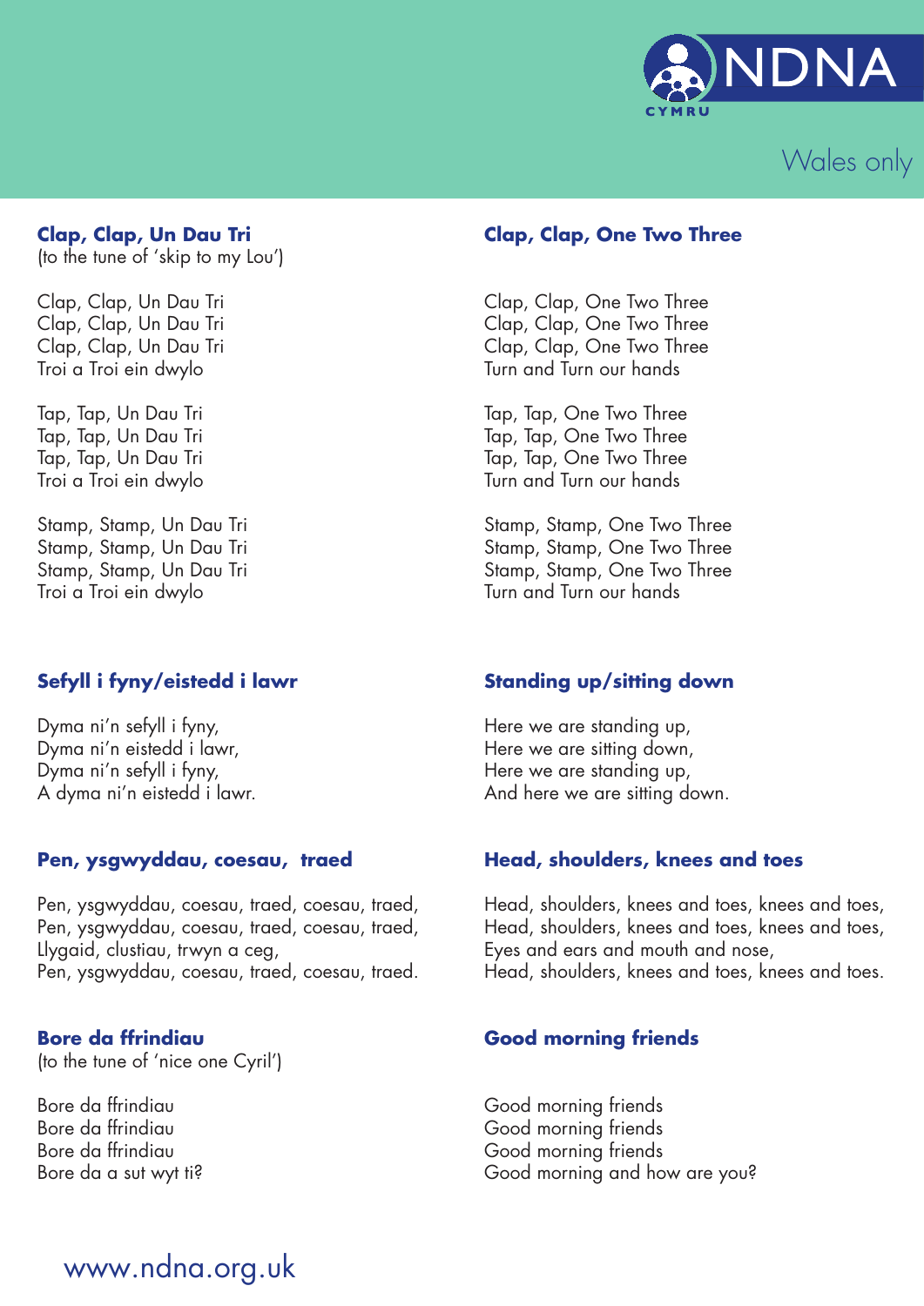Wales only

### Clap, Clap, Un Dau Tri

(to the tune of 'skip to my Lou')

Clap, Clap, Un Dau Tri
Clap, Clap, Un Dau Tri
Clap, Clap, Un Dau Tri
Troi a Troi ein dwylo

Tap, Tap, Un Dau Tri
Tap, Tap, Un Dau Tri
Tap, Tap, Un Dau Tri
Troi a Troi ein dwylo

Stamp, Stamp, Un Dau Tri
Stamp, Stamp, Un Dau Tri
Stamp, Stamp, Un Dau Tri
Troi a Troi ein dwylo

### Clap, Clap, One Two Three

Clap, Clap, One Two Three
Clap, Clap, One Two Three
Clap, Clap, One Two Three
Turn and Turn our hands

Tap, Tap, One Two Three
Tap, Tap, One Two Three
Tap, Tap, One Two Three
Turn and Turn our hands

Stamp, Stamp, One Two Three
Stamp, Stamp, One Two Three
Stamp, Stamp, One Two Three
Turn and Turn our hands

### Sefyll i fyny/eistedd i lawr

Dyma ni'n sefyll i fyny,
Dyma ni'n eistedd i lawr,
Dyma ni'n sefyll i fyny,
A dyma ni'n eistedd i lawr.

### Standing up/sitting down

Here we are standing up,
Here we are sitting down,
Here we are standing up,
And here we are sitting down.

### Pen, ysgwyddau, coesau, traed

Pen, ysgwyddau, coesau, traed, coesau, traed,
Pen, ysgwyddau, coesau, traed, coesau, traed,
Llygaid, clustiau, trwyn a ceg,
Pen, ysgwyddau, coesau, traed, coesau, traed.

### Head, shoulders, knees and toes

Head, shoulders, knees and toes, knees and toes,
Head, shoulders, knees and toes, knees and toes,
Eyes and ears and mouth and nose,
Head, shoulders, knees and toes, knees and toes.

### Bore da ffrindiau

(to the tune of 'nice one Cyril')

Bore da ffrindiau
Bore da ffrindiau
Bore da ffrindiau
Bore da a sut wyt ti?

### Good morning friends

Good morning friends
Good morning friends
Good morning friends
Good morning and how are you?

www.ndna.org.uk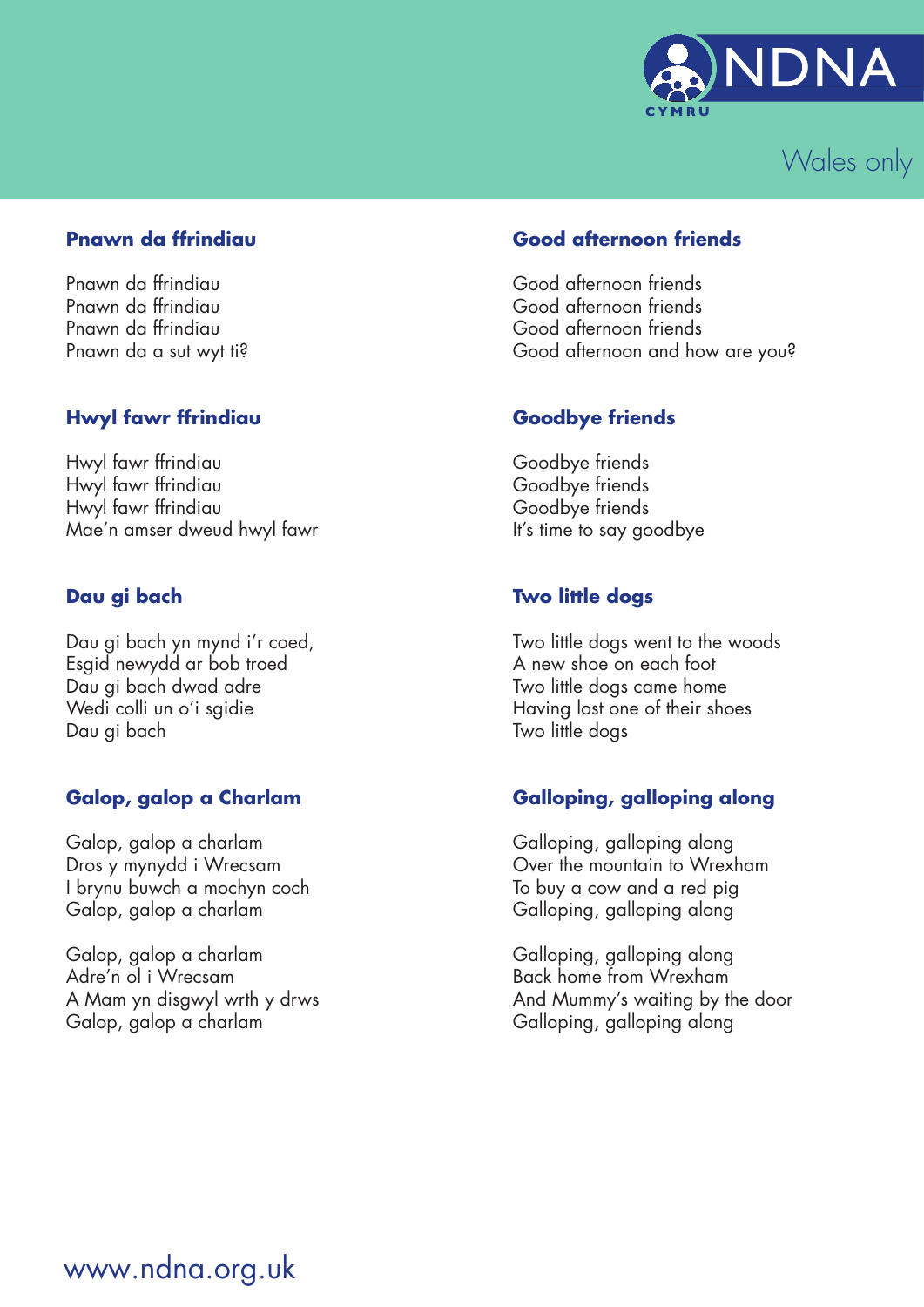NDNA CYMRU

Wales only

### Pnawn da ffrindiau

Pnawn da ffrindiau
Pnawn da ffrindiau
Pnawn da ffrindiau
Pnawn da a sut wyt ti?

### Good afternoon friends

Good afternoon friends
Good afternoon friends
Good afternoon friends
Good afternoon and how are you?

### Hwyl fawr ffrindiau

Hwyl fawr ffrindiau
Hwyl fawr ffrindiau
Hwyl fawr ffrindiau
Mae'n amser dweud hwyl fawr

### Goodbye friends

Goodbye friends
Goodbye friends
Goodbye friends
It's time to say goodbye

### Dau gi bach

Dau gi bach yn mynd i'r coed,
Esgid newydd ar bob troed
Dau gi bach dwad adre
Wedi colli un o'i sgidie
Dau gi bach

### Two little dogs

Two little dogs went to the woods
A new shoe on each foot
Two little dogs came home
Having lost one of their shoes
Two little dogs

### Galop, galop a Charlam

Galop, galop a charlam
Dros y mynydd i Wrecsam
I brynu buwch a mochyn coch
Galop, galop a charlam

Galop, galop a charlam
Adre'n ol i Wrecsam
A Mam yn disgwyl wrth y drws
Galop, galop a charlam

### Galloping, galloping along

Galloping, galloping along
Over the mountain to Wrexham
To buy a cow and a red pig
Galloping, galloping along

Galloping, galloping along
Back home from Wrexham
And Mummy's waiting by the door
Galloping, galloping along

www.ndna.org.uk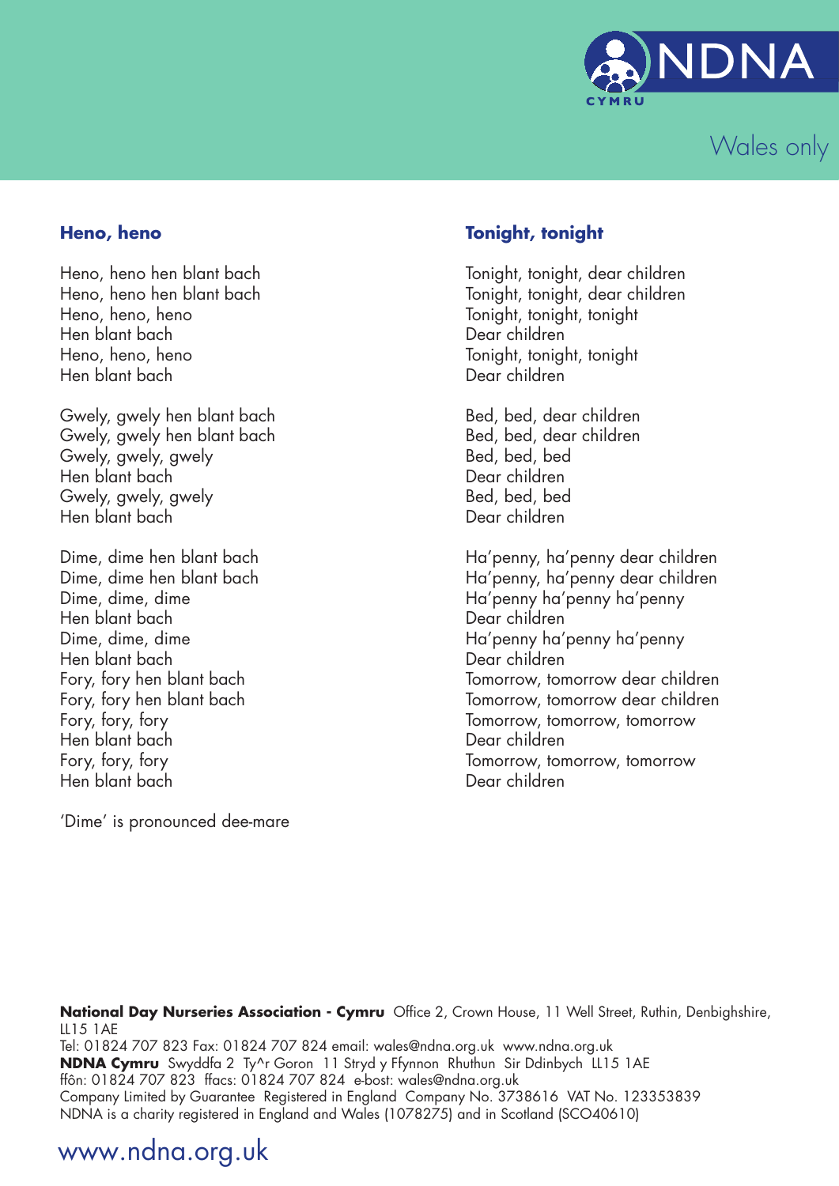Wales only

### Heno, heno

Heno, heno hen blant bach
Heno, heno hen blant bach
Heno, heno, heno
Hen blant bach
Heno, heno, heno
Hen blant bach

Gwely, gwely hen blant bach
Gwely, gwely hen blant bach
Gwely, gwely, gwely
Hen blant bach
Gwely, gwely, gwely
Hen blant bach

Dime, dime hen blant bach
Dime, dime hen blant bach
Dime, dime, dime
Hen blant bach
Dime, dime, dime
Hen blant bach
Fory, fory hen blant bach
Fory, fory hen blant bach
Fory, fory, fory
Hen blant bach
Fory, fory, fory
Hen blant bach

'Dime' is pronounced dee-mare

### Tonight, tonight

Tonight, tonight, dear children
Tonight, tonight, dear children
Tonight, tonight, tonight
Dear children
Tonight, tonight, tonight
Dear children

Bed, bed, dear children
Bed, bed, dear children
Bed, bed, bed
Dear children
Bed, bed, bed
Dear children

Ha'penny, ha'penny dear children
Ha'penny, ha'penny dear children
Ha'penny ha'penny ha'penny
Dear children
Ha'penny ha'penny ha'penny
Dear children
Tomorrow, tomorrow dear children
Tomorrow, tomorrow dear children
Tomorrow, tomorrow, tomorrow
Dear children
Tomorrow, tomorrow, tomorrow
Dear children

**National Day Nurseries Association - Cymru** Office 2, Crown House, 11 Well Street, Ruthin, Denbighshire, LL15 1AE
Tel: 01824 707 823 Fax: 01824 707 824 email: wales@ndna.org.uk www.ndna.org.uk
**NDNA Cymru** Swyddfa 2 Ty^r Goron 11 Stryd y Ffynnon Rhuthun Sir Ddinbych LL15 1AE
ffôn: 01824 707 823 ffacs: 01824 707 824 e-bost: wales@ndna.org.uk
Company Limited by Guarantee Registered in England Company No. 3738616 VAT No. 123353839
NDNA is a charity registered in England and Wales (1078275) and in Scotland (SCO40610)

www.ndna.org.uk